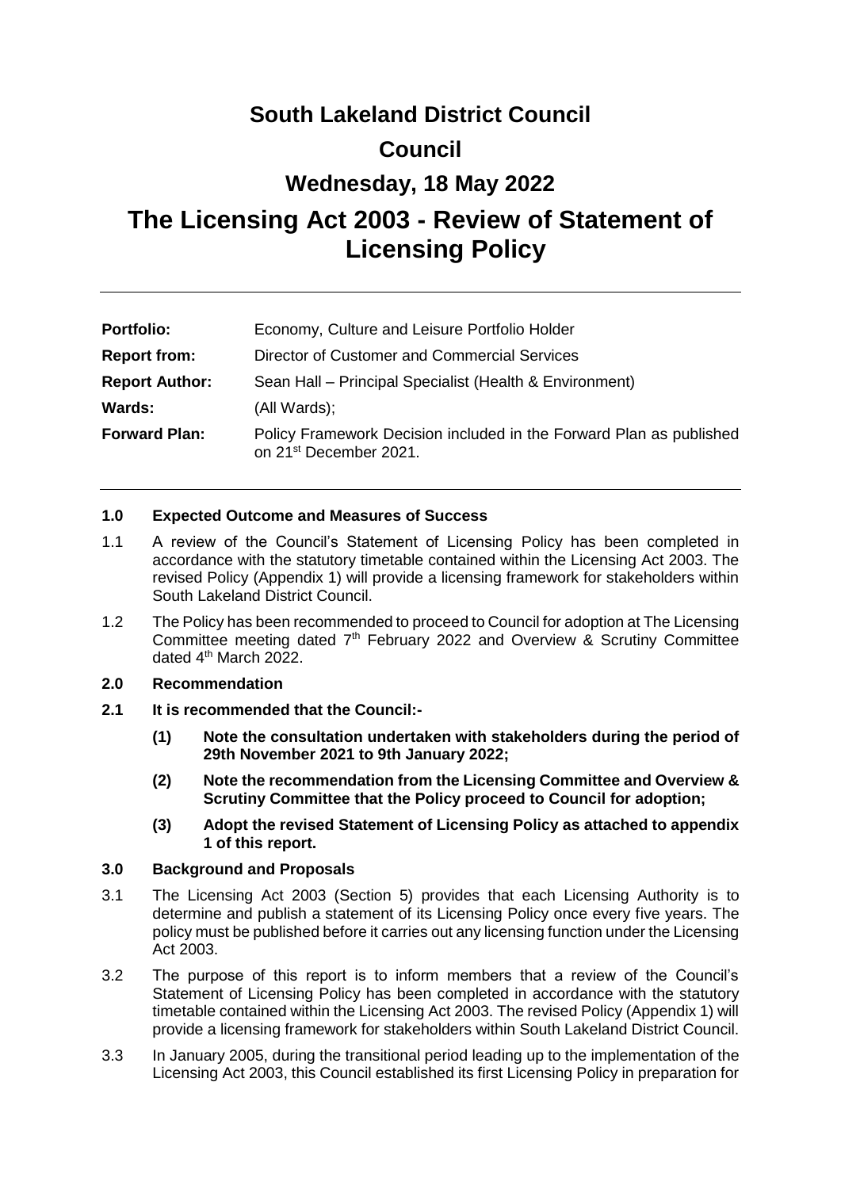# South Lakeland District Council

# Council

# Wednesday, 18 May 2022

# The Licensing Act 2003 - Review of Statement of Licensing Policy

| | |
|---|---|
| **Portfolio:** | Economy, Culture and Leisure Portfolio Holder |
| **Report from:** | Director of Customer and Commercial Services |
| **Report Author:** | Sean Hall – Principal Specialist (Health & Environment) |
| **Wards:** | (All Wards); |
| **Forward Plan:** | Policy Framework Decision included in the Forward Plan as published on 21st December 2021. |

## 1.0 Expected Outcome and Measures of Success

1.1 A review of the Council's Statement of Licensing Policy has been completed in accordance with the statutory timetable contained within the Licensing Act 2003. The revised Policy (Appendix 1) will provide a licensing framework for stakeholders within South Lakeland District Council.

1.2 The Policy has been recommended to proceed to Council for adoption at The Licensing Committee meeting dated 7th February 2022 and Overview & Scrutiny Committee dated 4th March 2022.

## 2.0 Recommendation

**2.1 It is recommended that the Council:-**

**(1) Note the consultation undertaken with stakeholders during the period of 29th November 2021 to 9th January 2022;**

**(2) Note the recommendation from the Licensing Committee and Overview & Scrutiny Committee that the Policy proceed to Council for adoption;**

**(3) Adopt the revised Statement of Licensing Policy as attached to appendix 1 of this report.**

## 3.0 Background and Proposals

3.1 The Licensing Act 2003 (Section 5) provides that each Licensing Authority is to determine and publish a statement of its Licensing Policy once every five years. The policy must be published before it carries out any licensing function under the Licensing Act 2003.

3.2 The purpose of this report is to inform members that a review of the Council's Statement of Licensing Policy has been completed in accordance with the statutory timetable contained within the Licensing Act 2003. The revised Policy (Appendix 1) will provide a licensing framework for stakeholders within South Lakeland District Council.

3.3 In January 2005, during the transitional period leading up to the implementation of the Licensing Act 2003, this Council established its first Licensing Policy in preparation for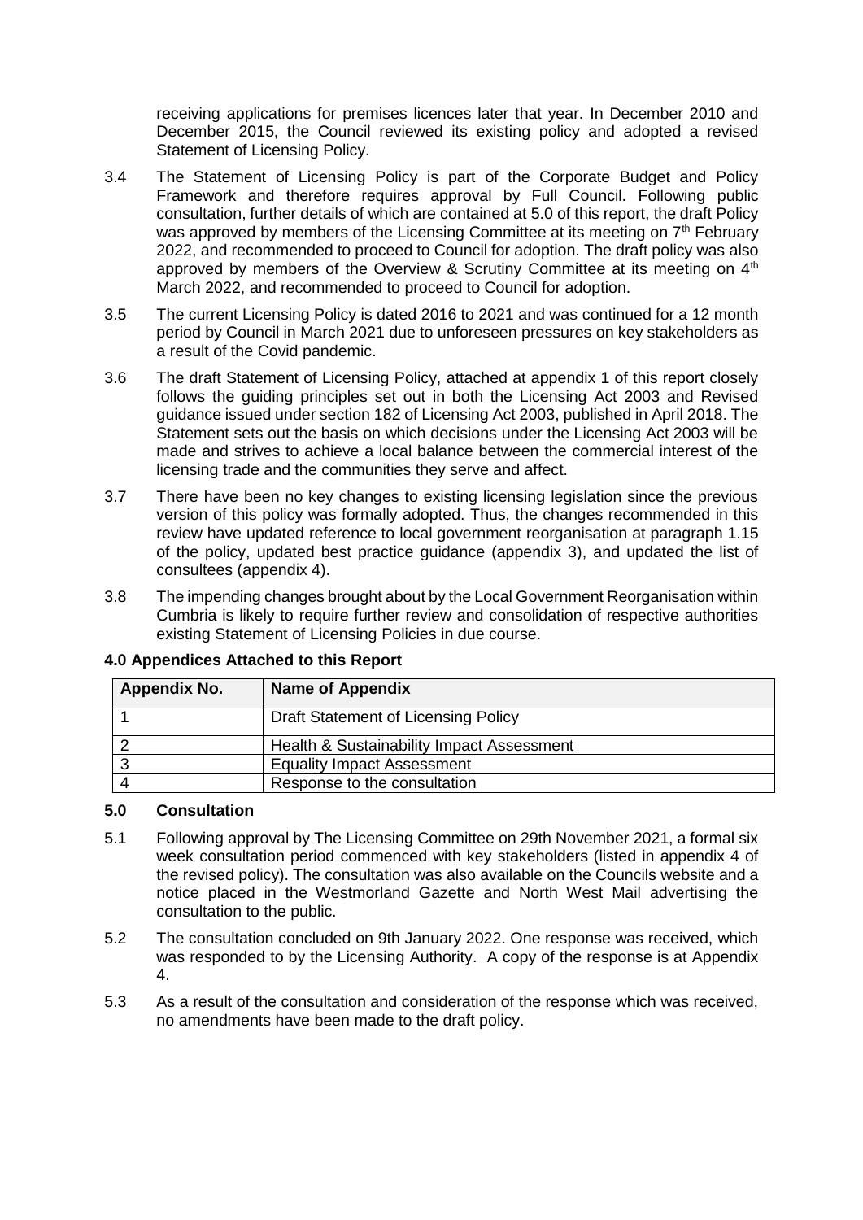receiving applications for premises licences later that year. In December 2010 and December 2015, the Council reviewed its existing policy and adopted a revised Statement of Licensing Policy.

3.4 The Statement of Licensing Policy is part of the Corporate Budget and Policy Framework and therefore requires approval by Full Council. Following public consultation, further details of which are contained at 5.0 of this report, the draft Policy was approved by members of the Licensing Committee at its meeting on 7th February 2022, and recommended to proceed to Council for adoption. The draft policy was also approved by members of the Overview & Scrutiny Committee at its meeting on 4th March 2022, and recommended to proceed to Council for adoption.

3.5 The current Licensing Policy is dated 2016 to 2021 and was continued for a 12 month period by Council in March 2021 due to unforeseen pressures on key stakeholders as a result of the Covid pandemic.

3.6 The draft Statement of Licensing Policy, attached at appendix 1 of this report closely follows the guiding principles set out in both the Licensing Act 2003 and Revised guidance issued under section 182 of Licensing Act 2003, published in April 2018. The Statement sets out the basis on which decisions under the Licensing Act 2003 will be made and strives to achieve a local balance between the commercial interest of the licensing trade and the communities they serve and affect.

3.7 There have been no key changes to existing licensing legislation since the previous version of this policy was formally adopted. Thus, the changes recommended in this review have updated reference to local government reorganisation at paragraph 1.15 of the policy, updated best practice guidance (appendix 3), and updated the list of consultees (appendix 4).

3.8 The impending changes brought about by the Local Government Reorganisation within Cumbria is likely to require further review and consolidation of respective authorities existing Statement of Licensing Policies in due course.

## 4.0 Appendices Attached to this Report

| Appendix No. | Name of Appendix |
|---|---|
| 1 | Draft Statement of Licensing Policy |
| 2 | Health & Sustainability Impact Assessment |
| 3 | Equality Impact Assessment |
| 4 | Response to the consultation |

## 5.0 Consultation

5.1 Following approval by The Licensing Committee on 29th November 2021, a formal six week consultation period commenced with key stakeholders (listed in appendix 4 of the revised policy). The consultation was also available on the Councils website and a notice placed in the Westmorland Gazette and North West Mail advertising the consultation to the public.

5.2 The consultation concluded on 9th January 2022. One response was received, which was responded to by the Licensing Authority. A copy of the response is at Appendix 4.

5.3 As a result of the consultation and consideration of the response which was received, no amendments have been made to the draft policy.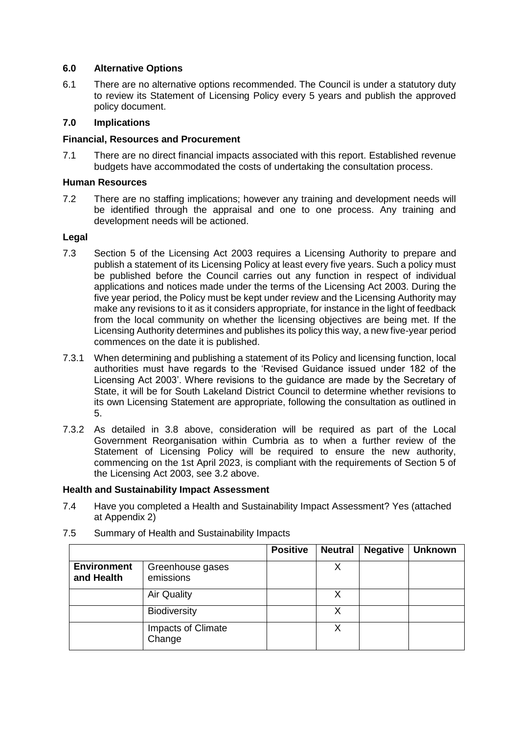## 6.0 Alternative Options

6.1 There are no alternative options recommended. The Council is under a statutory duty to review its Statement of Licensing Policy every 5 years and publish the approved policy document.

## 7.0 Implications

### Financial, Resources and Procurement

7.1 There are no direct financial impacts associated with this report. Established revenue budgets have accommodated the costs of undertaking the consultation process.

### Human Resources

7.2 There are no staffing implications; however any training and development needs will be identified through the appraisal and one to one process. Any training and development needs will be actioned.

### Legal

7.3 Section 5 of the Licensing Act 2003 requires a Licensing Authority to prepare and publish a statement of its Licensing Policy at least every five years. Such a policy must be published before the Council carries out any function in respect of individual applications and notices made under the terms of the Licensing Act 2003. During the five year period, the Policy must be kept under review and the Licensing Authority may make any revisions to it as it considers appropriate, for instance in the light of feedback from the local community on whether the licensing objectives are being met. If the Licensing Authority determines and publishes its policy this way, a new five-year period commences on the date it is published.

7.3.1 When determining and publishing a statement of its Policy and licensing function, local authorities must have regards to the 'Revised Guidance issued under 182 of the Licensing Act 2003'. Where revisions to the guidance are made by the Secretary of State, it will be for South Lakeland District Council to determine whether revisions to its own Licensing Statement are appropriate, following the consultation as outlined in 5.

7.3.2 As detailed in 3.8 above, consideration will be required as part of the Local Government Reorganisation within Cumbria as to when a further review of the Statement of Licensing Policy will be required to ensure the new authority, commencing on the 1st April 2023, is compliant with the requirements of Section 5 of the Licensing Act 2003, see 3.2 above.

### Health and Sustainability Impact Assessment

7.4 Have you completed a Health and Sustainability Impact Assessment? Yes (attached at Appendix 2)

7.5 Summary of Health and Sustainability Impacts

| | | Positive | Neutral | Negative | Unknown |
|---|---|---|---|---|---|
| **Environment and Health** | Greenhouse gases emissions | | X | | |
| | Air Quality | | X | | |
| | Biodiversity | | X | | |
| | Impacts of Climate Change | | X | | |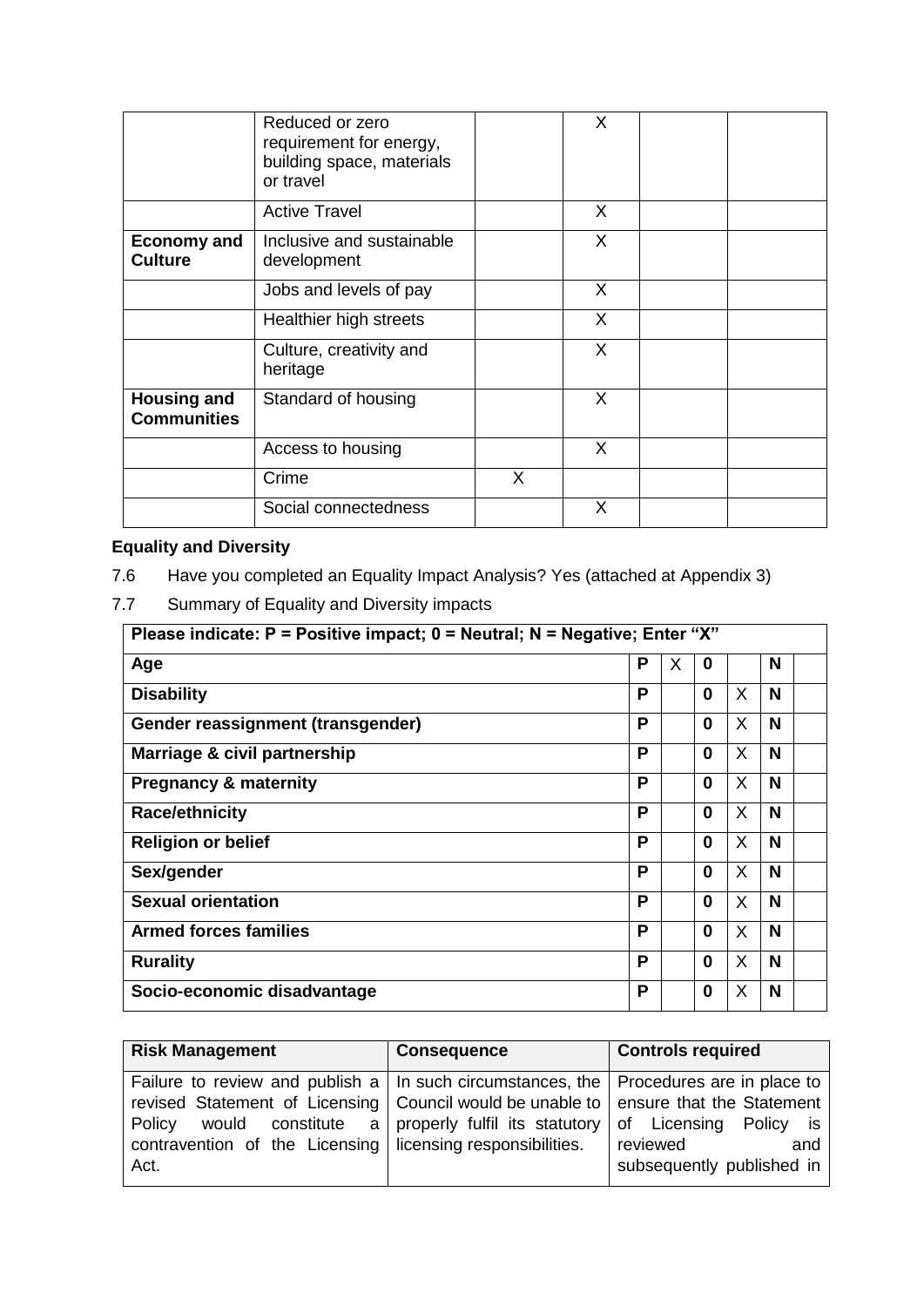| | | | | | |
|---|---|---|---|---|---|
| | Reduced or zero requirement for energy, building space, materials or travel | | X | | |
| | Active Travel | | X | | |
| **Economy and Culture** | Inclusive and sustainable development | | X | | |
| | Jobs and levels of pay | | X | | |
| | Healthier high streets | | X | | |
| | Culture, creativity and heritage | | X | | |
| **Housing and Communities** | Standard of housing | | X | | |
| | Access to housing | | X | | |
| | Crime | X | | | |
| | Social connectedness | | X | | |

**Equality and Diversity**

7.6 Have you completed an Equality Impact Analysis? Yes (attached at Appendix 3)

7.7 Summary of Equality and Diversity impacts

| Please indicate: P = Positive impact; 0 = Neutral; N = Negative; Enter "X" | | | | | | |
|---|---|---|---|---|---|---|
| **Age** | **P** | X | **0** | | **N** | |
| **Disability** | **P** | | **0** | X | **N** | |
| **Gender reassignment (transgender)** | **P** | | **0** | X | **N** | |
| **Marriage & civil partnership** | **P** | | **0** | X | **N** | |
| **Pregnancy & maternity** | **P** | | **0** | X | **N** | |
| **Race/ethnicity** | **P** | | **0** | X | **N** | |
| **Religion or belief** | **P** | | **0** | X | **N** | |
| **Sex/gender** | **P** | | **0** | X | **N** | |
| **Sexual orientation** | **P** | | **0** | X | **N** | |
| **Armed forces families** | **P** | | **0** | X | **N** | |
| **Rurality** | **P** | | **0** | X | **N** | |
| **Socio-economic disadvantage** | **P** | | **0** | X | **N** | |

| Risk Management | Consequence | Controls required |
|---|---|---|
| Failure to review and publish a revised Statement of Licensing Policy would constitute a contravention of the Licensing Act. | In such circumstances, the Council would be unable to properly fulfil its statutory licensing responsibilities. | Procedures are in place to ensure that the Statement of Licensing Policy is reviewed and subsequently published in |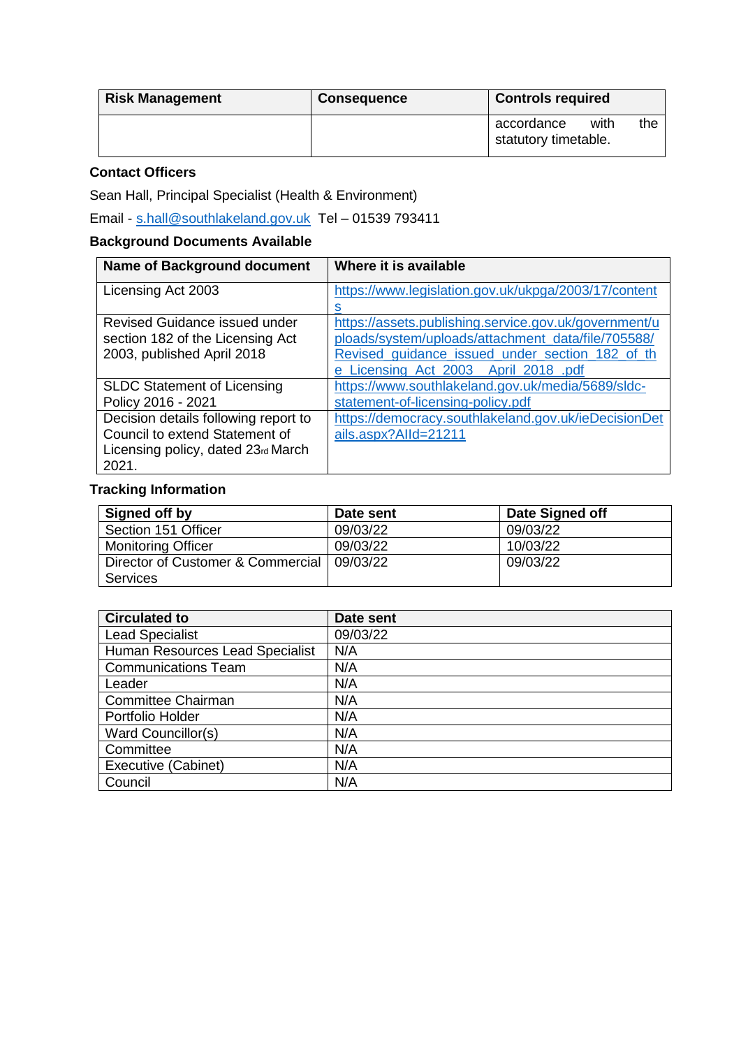| Risk Management | Consequence | Controls required |
|---|---|---|
| | | accordance with the statutory timetable. |

**Contact Officers**

Sean Hall, Principal Specialist (Health & Environment)

Email - s.hall@southlakeland.gov.uk Tel – 01539 793411

**Background Documents Available**

| Name of Background document | Where it is available |
|---|---|
| Licensing Act 2003 | https://www.legislation.gov.uk/ukpga/2003/17/contents |
| Revised Guidance issued under section 182 of the Licensing Act 2003, published April 2018 | https://assets.publishing.service.gov.uk/government/uploads/system/uploads/attachment_data/file/705588/Revised_guidance_issued_under_section_182_of_the_Licensing_Act_2003__April_2018_.pdf |
| SLDC Statement of Licensing Policy 2016 - 2021 | https://www.southlakeland.gov.uk/media/5689/sldc-statement-of-licensing-policy.pdf |
| Decision details following report to Council to extend Statement of Licensing policy, dated 23rd March 2021. | https://democracy.southlakeland.gov.uk/ieDecisionDetails.aspx?AIId=21211 |

**Tracking Information**

| Signed off by | Date sent | Date Signed off |
|---|---|---|
| Section 151 Officer | 09/03/22 | 09/03/22 |
| Monitoring Officer | 09/03/22 | 10/03/22 |
| Director of Customer & Commercial Services | 09/03/22 | 09/03/22 |

| Circulated to | Date sent |
|---|---|
| Lead Specialist | 09/03/22 |
| Human Resources Lead Specialist | N/A |
| Communications Team | N/A |
| Leader | N/A |
| Committee Chairman | N/A |
| Portfolio Holder | N/A |
| Ward Councillor(s) | N/A |
| Committee | N/A |
| Executive (Cabinet) | N/A |
| Council | N/A |